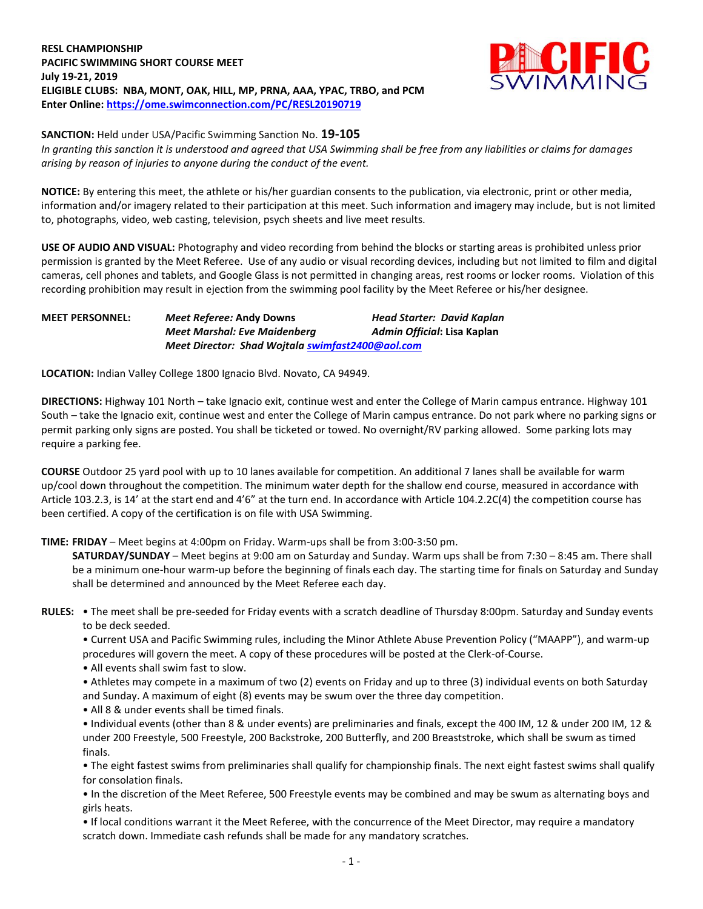**RESL CHAMPIONSHIP**
**PACIFIC SWIMMING SHORT COURSE MEET**
**July 19-21, 2019**
**ELIGIBLE CLUBS: NBA, MONT, OAK, HILL, MP, PRNA, AAA, YPAC, TRBO, and PCM**
**Enter Online: https://ome.swimconnection.com/PC/RESL20190719**

**SANCTION:** Held under USA/Pacific Swimming Sanction No. **19-105**
*In granting this sanction it is understood and agreed that USA Swimming shall be free from any liabilities or claims for damages arising by reason of injuries to anyone during the conduct of the event.*

**NOTICE:** By entering this meet, the athlete or his/her guardian consents to the publication, via electronic, print or other media, information and/or imagery related to their participation at this meet. Such information and imagery may include, but is not limited to, photographs, video, web casting, television, psych sheets and live meet results.

**USE OF AUDIO AND VISUAL:** Photography and video recording from behind the blocks or starting areas is prohibited unless prior permission is granted by the Meet Referee. Use of any audio or visual recording devices, including but not limited to film and digital cameras, cell phones and tablets, and Google Glass is not permitted in changing areas, rest rooms or locker rooms. Violation of this recording prohibition may result in ejection from the swimming pool facility by the Meet Referee or his/her designee.

**MEET PERSONNEL:**
*Meet Referee:* **Andy Downs** — *Head Starter: David Kaplan*
*Meet Marshal: Eve Maidenberg* — *Admin Official*: **Lisa Kaplan**
*Meet Director: Shad Wojtala swimfast2400@aol.com*

**LOCATION:** Indian Valley College 1800 Ignacio Blvd. Novato, CA 94949.

**DIRECTIONS:** Highway 101 North – take Ignacio exit, continue west and enter the College of Marin campus entrance. Highway 101 South – take the Ignacio exit, continue west and enter the College of Marin campus entrance. Do not park where no parking signs or permit parking only signs are posted. You shall be ticketed or towed. No overnight/RV parking allowed. Some parking lots may require a parking fee.

**COURSE** Outdoor 25 yard pool with up to 10 lanes available for competition. An additional 7 lanes shall be available for warm up/cool down throughout the competition. The minimum water depth for the shallow end course, measured in accordance with Article 103.2.3, is 14' at the start end and 4'6" at the turn end. In accordance with Article 104.2.2C(4) the competition course has been certified. A copy of the certification is on file with USA Swimming.

**TIME: FRIDAY** – Meet begins at 4:00pm on Friday. Warm-ups shall be from 3:00-3:50 pm.
**SATURDAY/SUNDAY** – Meet begins at 9:00 am on Saturday and Sunday. Warm ups shall be from 7:30 – 8:45 am. There shall be a minimum one-hour warm-up before the beginning of finals each day. The starting time for finals on Saturday and Sunday shall be determined and announced by the Meet Referee each day.

**RULES:**
- The meet shall be pre-seeded for Friday events with a scratch deadline of Thursday 8:00pm. Saturday and Sunday events to be deck seeded.
- Current USA and Pacific Swimming rules, including the Minor Athlete Abuse Prevention Policy ("MAAPP"), and warm-up procedures will govern the meet. A copy of these procedures will be posted at the Clerk-of-Course.
- All events shall swim fast to slow.
- Athletes may compete in a maximum of two (2) events on Friday and up to three (3) individual events on both Saturday and Sunday. A maximum of eight (8) events may be swum over the three day competition.
- All 8 & under events shall be timed finals.
- Individual events (other than 8 & under events) are preliminaries and finals, except the 400 IM, 12 & under 200 IM, 12 & under 200 Freestyle, 500 Freestyle, 200 Backstroke, 200 Butterfly, and 200 Breaststroke, which shall be swum as timed finals.
- The eight fastest swims from preliminaries shall qualify for championship finals. The next eight fastest swims shall qualify for consolation finals.
- In the discretion of the Meet Referee, 500 Freestyle events may be combined and may be swum as alternating boys and girls heats.
- If local conditions warrant it the Meet Referee, with the concurrence of the Meet Director, may require a mandatory scratch down. Immediate cash refunds shall be made for any mandatory scratches.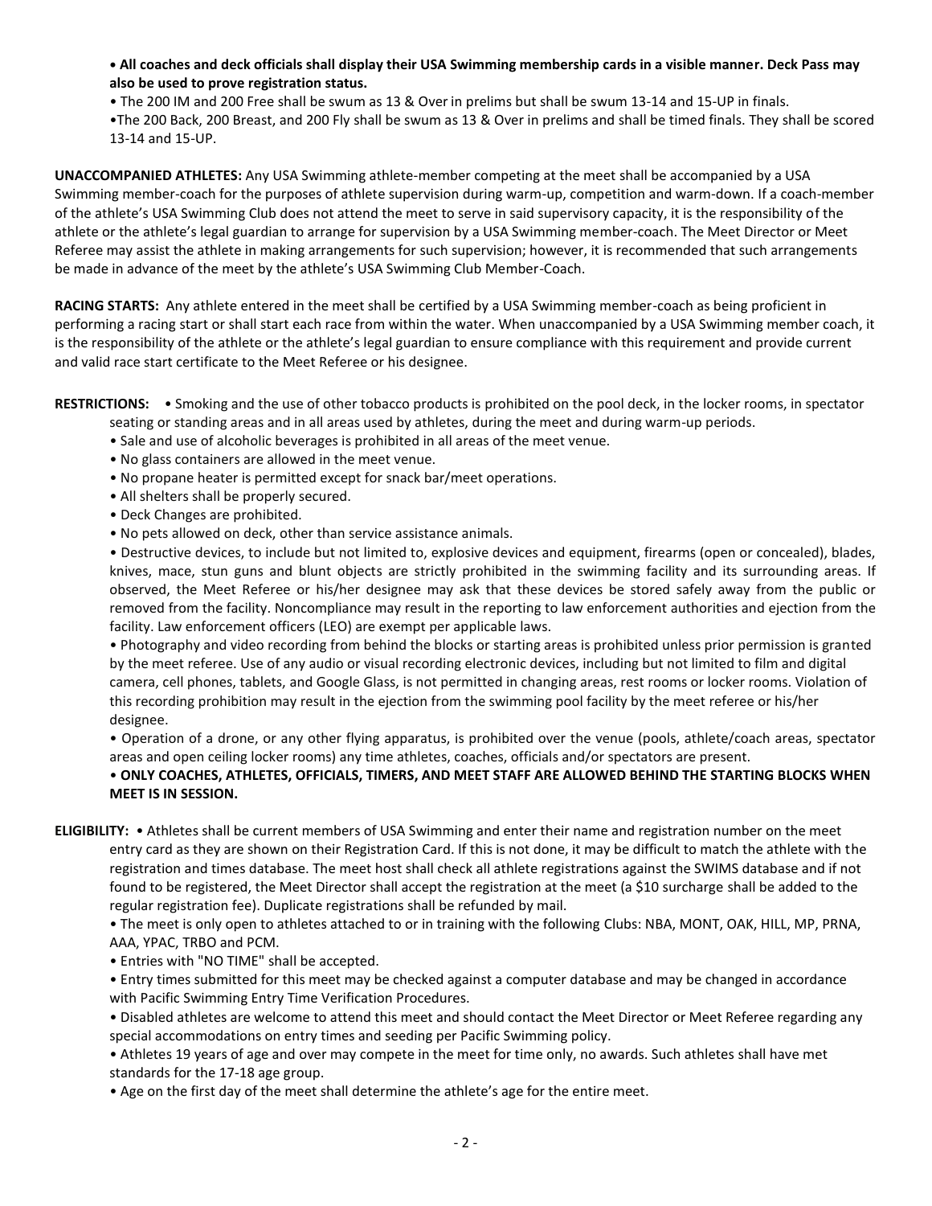- **All coaches and deck officials shall display their USA Swimming membership cards in a visible manner. Deck Pass may also be used to prove registration status.**
- The 200 IM and 200 Free shall be swum as 13 & Over in prelims but shall be swum 13-14 and 15-UP in finals.
- The 200 Back, 200 Breast, and 200 Fly shall be swum as 13 & Over in prelims and shall be timed finals. They shall be scored 13-14 and 15-UP.

**UNACCOMPANIED ATHLETES:** Any USA Swimming athlete-member competing at the meet shall be accompanied by a USA Swimming member-coach for the purposes of athlete supervision during warm-up, competition and warm-down. If a coach-member of the athlete's USA Swimming Club does not attend the meet to serve in said supervisory capacity, it is the responsibility of the athlete or the athlete's legal guardian to arrange for supervision by a USA Swimming member-coach. The Meet Director or Meet Referee may assist the athlete in making arrangements for such supervision; however, it is recommended that such arrangements be made in advance of the meet by the athlete's USA Swimming Club Member-Coach.

**RACING STARTS:** Any athlete entered in the meet shall be certified by a USA Swimming member-coach as being proficient in performing a racing start or shall start each race from within the water. When unaccompanied by a USA Swimming member coach, it is the responsibility of the athlete or the athlete's legal guardian to ensure compliance with this requirement and provide current and valid race start certificate to the Meet Referee or his designee.

**RESTRICTIONS:**
- Smoking and the use of other tobacco products is prohibited on the pool deck, in the locker rooms, in spectator seating or standing areas and in all areas used by athletes, during the meet and during warm-up periods.
- Sale and use of alcoholic beverages is prohibited in all areas of the meet venue.
- No glass containers are allowed in the meet venue.
- No propane heater is permitted except for snack bar/meet operations.
- All shelters shall be properly secured.
- Deck Changes are prohibited.
- No pets allowed on deck, other than service assistance animals.
- Destructive devices, to include but not limited to, explosive devices and equipment, firearms (open or concealed), blades, knives, mace, stun guns and blunt objects are strictly prohibited in the swimming facility and its surrounding areas. If observed, the Meet Referee or his/her designee may ask that these devices be stored safely away from the public or removed from the facility. Noncompliance may result in the reporting to law enforcement authorities and ejection from the facility. Law enforcement officers (LEO) are exempt per applicable laws.
- Photography and video recording from behind the blocks or starting areas is prohibited unless prior permission is granted by the meet referee. Use of any audio or visual recording electronic devices, including but not limited to film and digital camera, cell phones, tablets, and Google Glass, is not permitted in changing areas, rest rooms or locker rooms. Violation of this recording prohibition may result in the ejection from the swimming pool facility by the meet referee or his/her designee.
- Operation of a drone, or any other flying apparatus, is prohibited over the venue (pools, athlete/coach areas, spectator areas and open ceiling locker rooms) any time athletes, coaches, officials and/or spectators are present.
- **ONLY COACHES, ATHLETES, OFFICIALS, TIMERS, AND MEET STAFF ARE ALLOWED BEHIND THE STARTING BLOCKS WHEN MEET IS IN SESSION.**

**ELIGIBILITY:**
- Athletes shall be current members of USA Swimming and enter their name and registration number on the meet entry card as they are shown on their Registration Card. If this is not done, it may be difficult to match the athlete with the registration and times database. The meet host shall check all athlete registrations against the SWIMS database and if not found to be registered, the Meet Director shall accept the registration at the meet (a $10 surcharge shall be added to the regular registration fee). Duplicate registrations shall be refunded by mail.
- The meet is only open to athletes attached to or in training with the following Clubs: NBA, MONT, OAK, HILL, MP, PRNA, AAA, YPAC, TRBO and PCM.
- Entries with "NO TIME" shall be accepted.
- Entry times submitted for this meet may be checked against a computer database and may be changed in accordance with Pacific Swimming Entry Time Verification Procedures.
- Disabled athletes are welcome to attend this meet and should contact the Meet Director or Meet Referee regarding any special accommodations on entry times and seeding per Pacific Swimming policy.
- Athletes 19 years of age and over may compete in the meet for time only, no awards. Such athletes shall have met standards for the 17-18 age group.
- Age on the first day of the meet shall determine the athlete's age for the entire meet.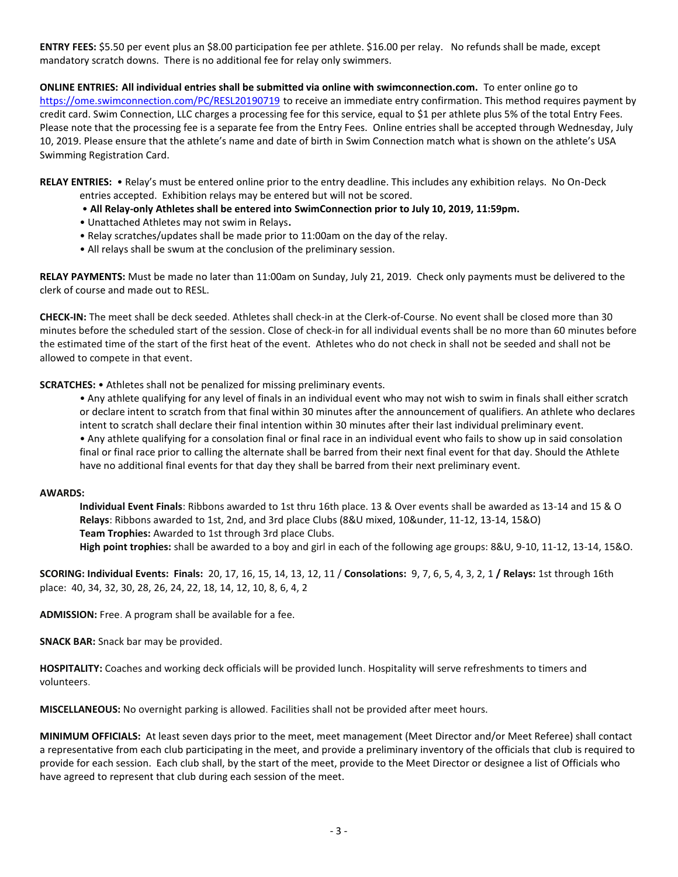**ENTRY FEES:** $5.50 per event plus an $8.00 participation fee per athlete. $16.00 per relay. No refunds shall be made, except mandatory scratch downs. There is no additional fee for relay only swimmers.

**ONLINE ENTRIES: All individual entries shall be submitted via online with swimconnection.com.** To enter online go to https://ome.swimconnection.com/PC/RESL20190719 to receive an immediate entry confirmation. This method requires payment by credit card. Swim Connection, LLC charges a processing fee for this service, equal to $1 per athlete plus 5% of the total Entry Fees. Please note that the processing fee is a separate fee from the Entry Fees. Online entries shall be accepted through Wednesday, July 10, 2019. Please ensure that the athlete's name and date of birth in Swim Connection match what is shown on the athlete's USA Swimming Registration Card.

**RELAY ENTRIES:** • Relay's must be entered online prior to the entry deadline. This includes any exhibition relays. No On-Deck entries accepted. Exhibition relays may be entered but will not be scored.

- **All Relay-only Athletes shall be entered into SwimConnection prior to July 10, 2019, 11:59pm.**
- Unattached Athletes may not swim in Relays**.**
- Relay scratches/updates shall be made prior to 11:00am on the day of the relay.
- All relays shall be swum at the conclusion of the preliminary session.

**RELAY PAYMENTS:** Must be made no later than 11:00am on Sunday, July 21, 2019. Check only payments must be delivered to the clerk of course and made out to RESL.

**CHECK-IN:** The meet shall be deck seeded. Athletes shall check-in at the Clerk-of-Course. No event shall be closed more than 30 minutes before the scheduled start of the session. Close of check-in for all individual events shall be no more than 60 minutes before the estimated time of the start of the first heat of the event. Athletes who do not check in shall not be seeded and shall not be allowed to compete in that event.

**SCRATCHES:** • Athletes shall not be penalized for missing preliminary events.

- Any athlete qualifying for any level of finals in an individual event who may not wish to swim in finals shall either scratch or declare intent to scratch from that final within 30 minutes after the announcement of qualifiers. An athlete who declares intent to scratch shall declare their final intention within 30 minutes after their last individual preliminary event.
- Any athlete qualifying for a consolation final or final race in an individual event who fails to show up in said consolation final or final race prior to calling the alternate shall be barred from their next final event for that day. Should the Athlete have no additional final events for that day they shall be barred from their next preliminary event.

**AWARDS:**

**Individual Event Finals**: Ribbons awarded to 1st thru 16th place. 13 & Over events shall be awarded as 13-14 and 15 & O
**Relays**: Ribbons awarded to 1st, 2nd, and 3rd place Clubs (8&U mixed, 10&under, 11-12, 13-14, 15&O)
**Team Trophies:** Awarded to 1st through 3rd place Clubs.
**High point trophies:** shall be awarded to a boy and girl in each of the following age groups: 8&U, 9-10, 11-12, 13-14, 15&O.

**SCORING: Individual Events: Finals:** 20, 17, 16, 15, 14, 13, 12, 11 / **Consolations:** 9, 7, 6, 5, 4, 3, 2, 1 **/ Relays:** 1st through 16th place: 40, 34, 32, 30, 28, 26, 24, 22, 18, 14, 12, 10, 8, 6, 4, 2

**ADMISSION:** Free. A program shall be available for a fee.

**SNACK BAR:** Snack bar may be provided.

**HOSPITALITY:** Coaches and working deck officials will be provided lunch. Hospitality will serve refreshments to timers and volunteers.

**MISCELLANEOUS:** No overnight parking is allowed. Facilities shall not be provided after meet hours.

**MINIMUM OFFICIALS:** At least seven days prior to the meet, meet management (Meet Director and/or Meet Referee) shall contact a representative from each club participating in the meet, and provide a preliminary inventory of the officials that club is required to provide for each session. Each club shall, by the start of the meet, provide to the Meet Director or designee a list of Officials who have agreed to represent that club during each session of the meet.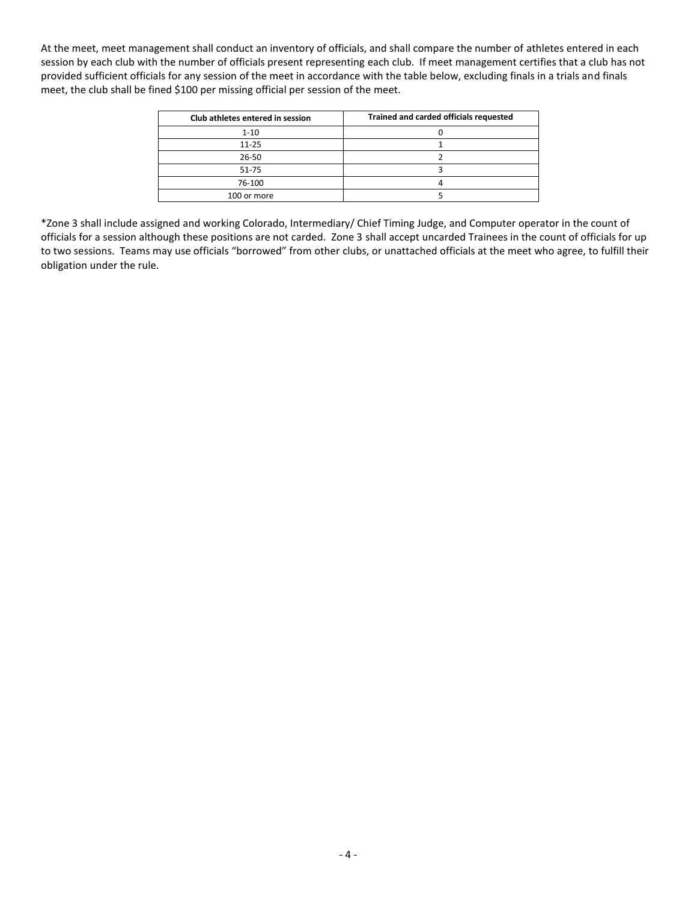At the meet, meet management shall conduct an inventory of officials, and shall compare the number of athletes entered in each session by each club with the number of officials present representing each club. If meet management certifies that a club has not provided sufficient officials for any session of the meet in accordance with the table below, excluding finals in a trials and finals meet, the club shall be fined $100 per missing official per session of the meet.

| Club athletes entered in session | Trained and carded officials requested |
|---|---|
| 1-10 | 0 |
| 11-25 | 1 |
| 26-50 | 2 |
| 51-75 | 3 |
| 76-100 | 4 |
| 100 or more | 5 |

*Zone 3 shall include assigned and working Colorado, Intermediary/ Chief Timing Judge, and Computer operator in the count of officials for a session although these positions are not carded. Zone 3 shall accept uncarded Trainees in the count of officials for up to two sessions. Teams may use officials "borrowed" from other clubs, or unattached officials at the meet who agree, to fulfill their obligation under the rule.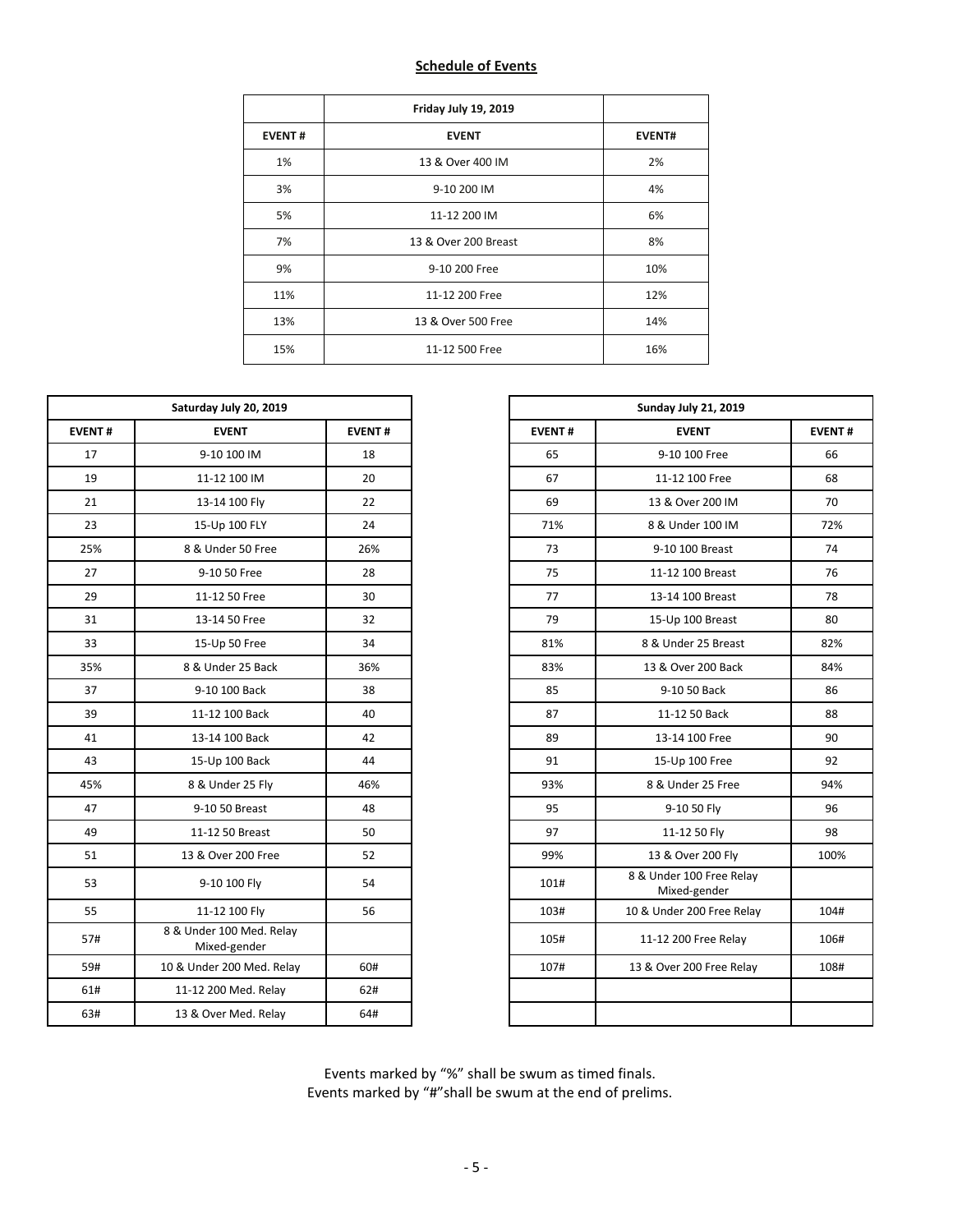**Schedule of Events**

| | Friday July 19, 2019 | |
|---|---|---|
| EVENT # | EVENT | EVENT# |
| 1% | 13 & Over 400 IM | 2% |
| 3% | 9-10 200 IM | 4% |
| 5% | 11-12 200 IM | 6% |
| 7% | 13 & Over 200 Breast | 8% |
| 9% | 9-10 200 Free | 10% |
| 11% | 11-12 200 Free | 12% |
| 13% | 13 & Over 500 Free | 14% |
| 15% | 11-12 500 Free | 16% |

| | Saturday July 20, 2019 | |
|---|---|---|
| EVENT # | EVENT | EVENT # |
| 17 | 9-10 100 IM | 18 |
| 19 | 11-12 100 IM | 20 |
| 21 | 13-14 100 Fly | 22 |
| 23 | 15-Up 100 FLY | 24 |
| 25% | 8 & Under 50 Free | 26% |
| 27 | 9-10 50 Free | 28 |
| 29 | 11-12 50 Free | 30 |
| 31 | 13-14 50 Free | 32 |
| 33 | 15-Up 50 Free | 34 |
| 35% | 8 & Under 25 Back | 36% |
| 37 | 9-10 100 Back | 38 |
| 39 | 11-12 100 Back | 40 |
| 41 | 13-14 100 Back | 42 |
| 43 | 15-Up 100 Back | 44 |
| 45% | 8 & Under 25 Fly | 46% |
| 47 | 9-10 50 Breast | 48 |
| 49 | 11-12 50 Breast | 50 |
| 51 | 13 & Over 200 Free | 52 |
| 53 | 9-10 100 Fly | 54 |
| 55 | 11-12 100 Fly | 56 |
| 57# | 8 & Under 100 Med. Relay Mixed-gender | |
| 59# | 10 & Under 200 Med. Relay | 60# |
| 61# | 11-12 200 Med. Relay | 62# |
| 63# | 13 & Over Med. Relay | 64# |

| | Sunday July 21, 2019 | |
|---|---|---|
| EVENT # | EVENT | EVENT # |
| 65 | 9-10 100 Free | 66 |
| 67 | 11-12 100 Free | 68 |
| 69 | 13 & Over 200 IM | 70 |
| 71% | 8 & Under 100 IM | 72% |
| 73 | 9-10 100 Breast | 74 |
| 75 | 11-12 100 Breast | 76 |
| 77 | 13-14 100 Breast | 78 |
| 79 | 15-Up 100 Breast | 80 |
| 81% | 8 & Under 25 Breast | 82% |
| 83% | 13 & Over 200 Back | 84% |
| 85 | 9-10 50 Back | 86 |
| 87 | 11-12 50 Back | 88 |
| 89 | 13-14 100 Free | 90 |
| 91 | 15-Up 100 Free | 92 |
| 93% | 8 & Under 25 Free | 94% |
| 95 | 9-10 50 Fly | 96 |
| 97 | 11-12 50 Fly | 98 |
| 99% | 13 & Over 200 Fly | 100% |
| 101# | 8 & Under 100 Free Relay Mixed-gender | |
| 103# | 10 & Under 200 Free Relay | 104# |
| 105# | 11-12 200 Free Relay | 106# |
| 107# | 13 & Over 200 Free Relay | 108# |
| | | |
| | | |

Events marked by "%" shall be swum as timed finals.
Events marked by "#"shall be swum at the end of prelims.